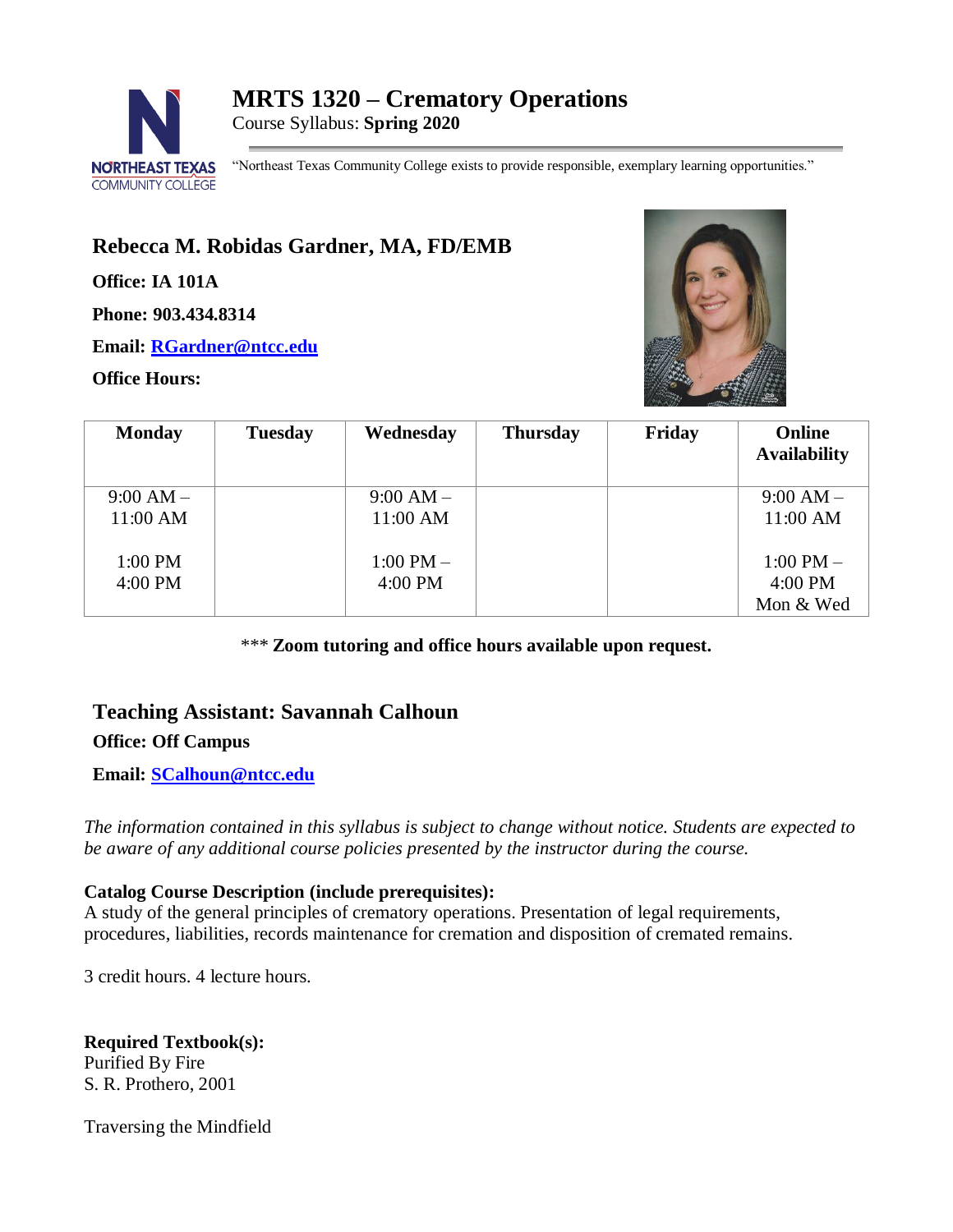# MRTS 1320 – Crematory Operations

Course Syllabus: **Spring 2020**

"Northeast Texas Community College exists to provide responsible, exemplary learning opportunities."

## Rebecca M. Robidas Gardner, MA, FD/EMB

**Office: IA 101A**

**Phone: 903.434.8314**

**Email: RGardner@ntcc.edu**

**Office Hours:**

| Monday | Tuesday | Wednesday | Thursday | Friday | Online Availability |
|---|---|---|---|---|---|
| 9:00 AM – 11:00 AM<br><br>1:00 PM 4:00 PM | | 9:00 AM – 11:00 AM<br><br>1:00 PM – 4:00 PM | | | 9:00 AM – 11:00 AM<br><br>1:00 PM – 4:00 PM Mon & Wed |

*** **Zoom tutoring and office hours available upon request.**

## Teaching Assistant: Savannah Calhoun

**Office: Off Campus**

**Email: SCalhoun@ntcc.edu**

*The information contained in this syllabus is subject to change without notice. Students are expected to be aware of any additional course policies presented by the instructor during the course.*

**Catalog Course Description (include prerequisites):**
A study of the general principles of crematory operations. Presentation of legal requirements, procedures, liabilities, records maintenance for cremation and disposition of cremated remains.

3 credit hours. 4 lecture hours.

**Required Textbook(s):**
Purified By Fire
S. R. Prothero, 2001

Traversing the Mindfield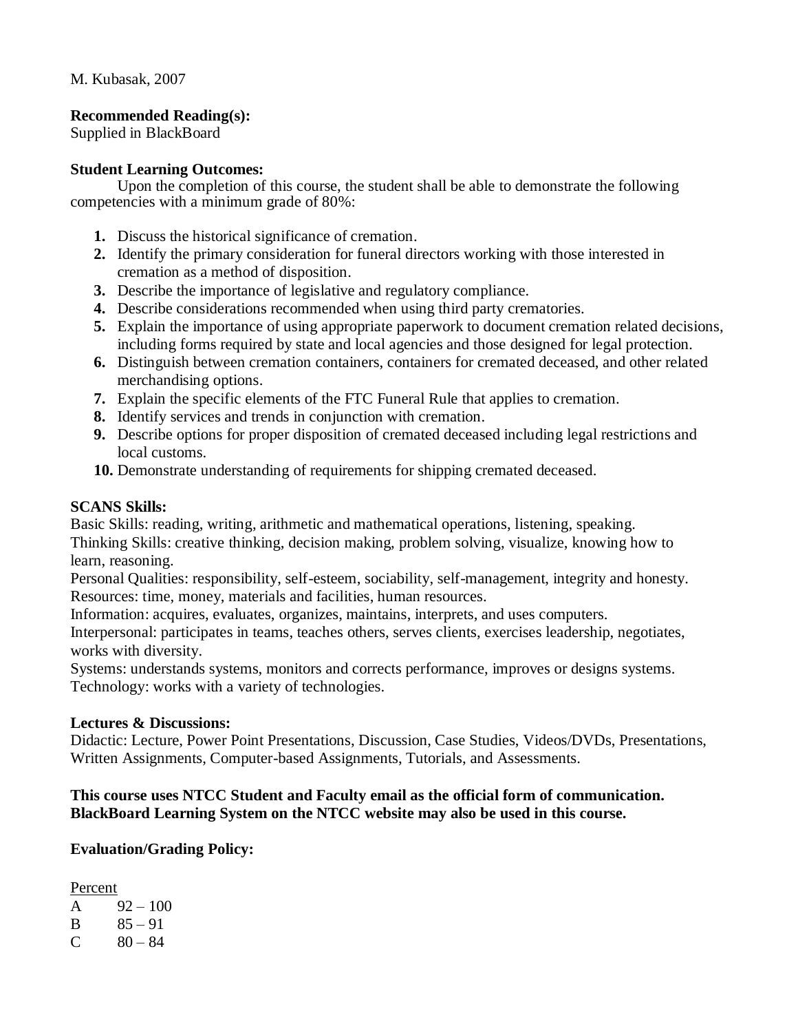M. Kubasak, 2007

**Recommended Reading(s):**
Supplied in BlackBoard

**Student Learning Outcomes:**

Upon the completion of this course, the student shall be able to demonstrate the following competencies with a minimum grade of 80%:

1. Discuss the historical significance of cremation.
2. Identify the primary consideration for funeral directors working with those interested in cremation as a method of disposition.
3. Describe the importance of legislative and regulatory compliance.
4. Describe considerations recommended when using third party crematories.
5. Explain the importance of using appropriate paperwork to document cremation related decisions, including forms required by state and local agencies and those designed for legal protection.
6. Distinguish between cremation containers, containers for cremated deceased, and other related merchandising options.
7. Explain the specific elements of the FTC Funeral Rule that applies to cremation.
8. Identify services and trends in conjunction with cremation.
9. Describe options for proper disposition of cremated deceased including legal restrictions and local customs.
10. Demonstrate understanding of requirements for shipping cremated deceased.

**SCANS Skills:**
Basic Skills: reading, writing, arithmetic and mathematical operations, listening, speaking.
Thinking Skills: creative thinking, decision making, problem solving, visualize, knowing how to learn, reasoning.
Personal Qualities: responsibility, self-esteem, sociability, self-management, integrity and honesty.
Resources: time, money, materials and facilities, human resources.
Information: acquires, evaluates, organizes, maintains, interprets, and uses computers.
Interpersonal: participates in teams, teaches others, serves clients, exercises leadership, negotiates, works with diversity.
Systems: understands systems, monitors and corrects performance, improves or designs systems.
Technology: works with a variety of technologies.

**Lectures & Discussions:**
Didactic: Lecture, Power Point Presentations, Discussion, Case Studies, Videos/DVDs, Presentations, Written Assignments, Computer-based Assignments, Tutorials, and Assessments.

**This course uses NTCC Student and Faculty email as the official form of communication. BlackBoard Learning System on the NTCC website may also be used in this course.**

**Evaluation/Grading Policy:**

| | Percent |
|---|---|
| A | 92 – 100 |
| B | 85 – 91 |
| C | 80 – 84 |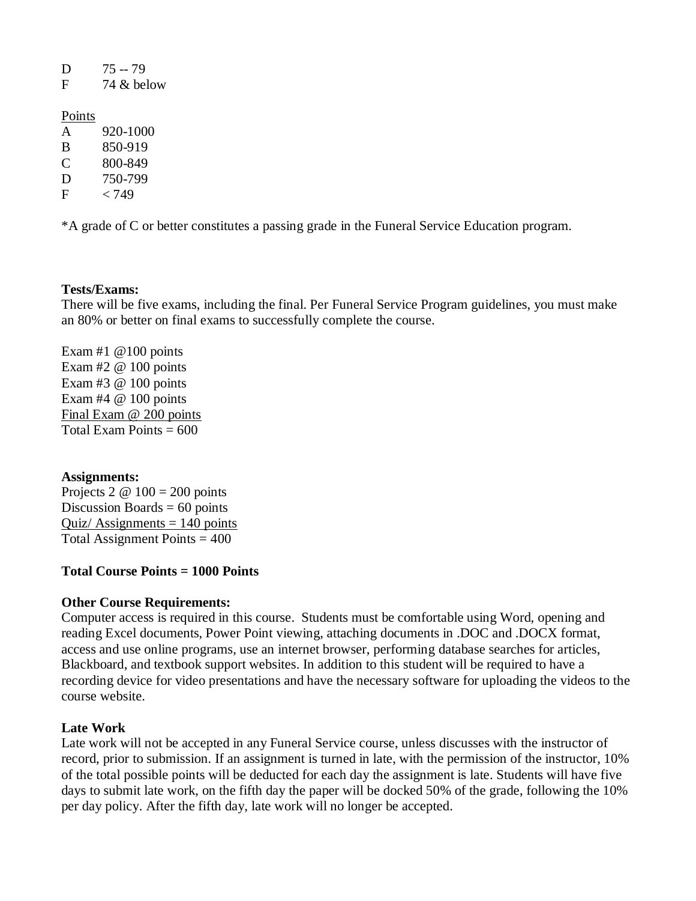D 75 -- 79
F 74 & below

<u>Points</u>
A 920-1000
B 850-919
C 800-849
D 750-799
F < 749

*A grade of C or better constitutes a passing grade in the Funeral Service Education program.

**Tests/Exams:**
There will be five exams, including the final. Per Funeral Service Program guidelines, you must make an 80% or better on final exams to successfully complete the course.

Exam #1 @100 points
Exam #2 @ 100 points
Exam #3 @ 100 points
Exam #4 @ 100 points
<u>Final Exam @ 200 points</u>
Total Exam Points = 600

**Assignments:**
Projects 2 @ 100 = 200 points
Discussion Boards = 60 points
<u>Quiz/ Assignments = 140 points</u>
Total Assignment Points = 400

**Total Course Points = 1000 Points**

**Other Course Requirements:**
Computer access is required in this course. Students must be comfortable using Word, opening and reading Excel documents, Power Point viewing, attaching documents in .DOC and .DOCX format, access and use online programs, use an internet browser, performing database searches for articles, Blackboard, and textbook support websites. In addition to this student will be required to have a recording device for video presentations and have the necessary software for uploading the videos to the course website.

**Late Work**
Late work will not be accepted in any Funeral Service course, unless discusses with the instructor of record, prior to submission. If an assignment is turned in late, with the permission of the instructor, 10% of the total possible points will be deducted for each day the assignment is late. Students will have five days to submit late work, on the fifth day the paper will be docked 50% of the grade, following the 10% per day policy. After the fifth day, late work will no longer be accepted.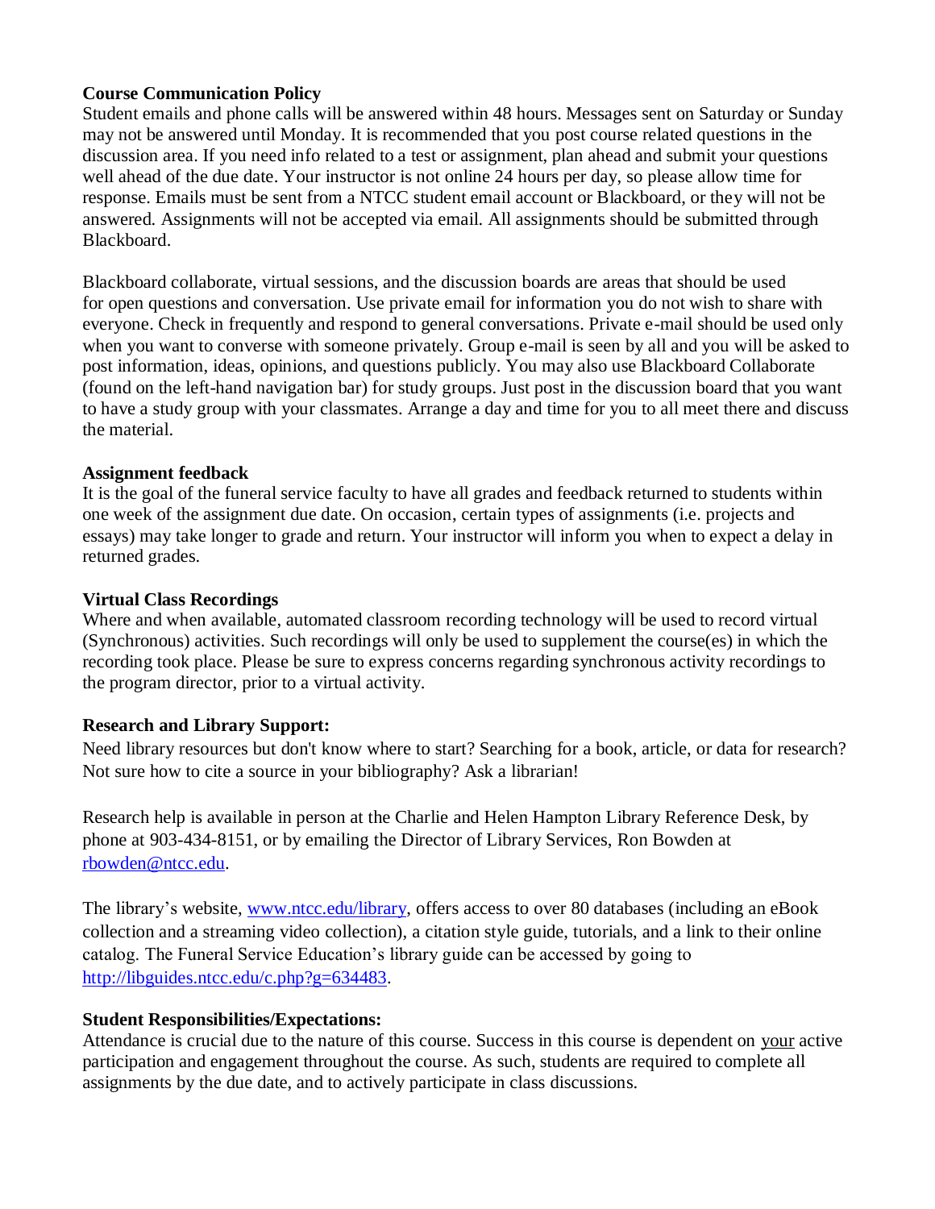**Course Communication Policy**
Student emails and phone calls will be answered within 48 hours. Messages sent on Saturday or Sunday may not be answered until Monday. It is recommended that you post course related questions in the discussion area. If you need info related to a test or assignment, plan ahead and submit your questions well ahead of the due date. Your instructor is not online 24 hours per day, so please allow time for response. Emails must be sent from a NTCC student email account or Blackboard, or they will not be answered. Assignments will not be accepted via email. All assignments should be submitted through Blackboard.

Blackboard collaborate, virtual sessions, and the discussion boards are areas that should be used for open questions and conversation. Use private email for information you do not wish to share with everyone. Check in frequently and respond to general conversations. Private e-mail should be used only when you want to converse with someone privately. Group e-mail is seen by all and you will be asked to post information, ideas, opinions, and questions publicly. You may also use Blackboard Collaborate (found on the left-hand navigation bar) for study groups. Just post in the discussion board that you want to have a study group with your classmates. Arrange a day and time for you to all meet there and discuss the material.

**Assignment feedback**
It is the goal of the funeral service faculty to have all grades and feedback returned to students within one week of the assignment due date. On occasion, certain types of assignments (i.e. projects and essays) may take longer to grade and return. Your instructor will inform you when to expect a delay in returned grades.

**Virtual Class Recordings**
Where and when available, automated classroom recording technology will be used to record virtual (Synchronous) activities. Such recordings will only be used to supplement the course(es) in which the recording took place. Please be sure to express concerns regarding synchronous activity recordings to the program director, prior to a virtual activity.

**Research and Library Support:**
Need library resources but don't know where to start? Searching for a book, article, or data for research? Not sure how to cite a source in your bibliography? Ask a librarian!

Research help is available in person at the Charlie and Helen Hampton Library Reference Desk, by phone at 903-434-8151, or by emailing the Director of Library Services, Ron Bowden at rbowden@ntcc.edu.

The library's website, www.ntcc.edu/library, offers access to over 80 databases (including an eBook collection and a streaming video collection), a citation style guide, tutorials, and a link to their online catalog. The Funeral Service Education's library guide can be accessed by going to http://libguides.ntcc.edu/c.php?g=634483.

**Student Responsibilities/Expectations:**
Attendance is crucial due to the nature of this course. Success in this course is dependent on your active participation and engagement throughout the course. As such, students are required to complete all assignments by the due date, and to actively participate in class discussions.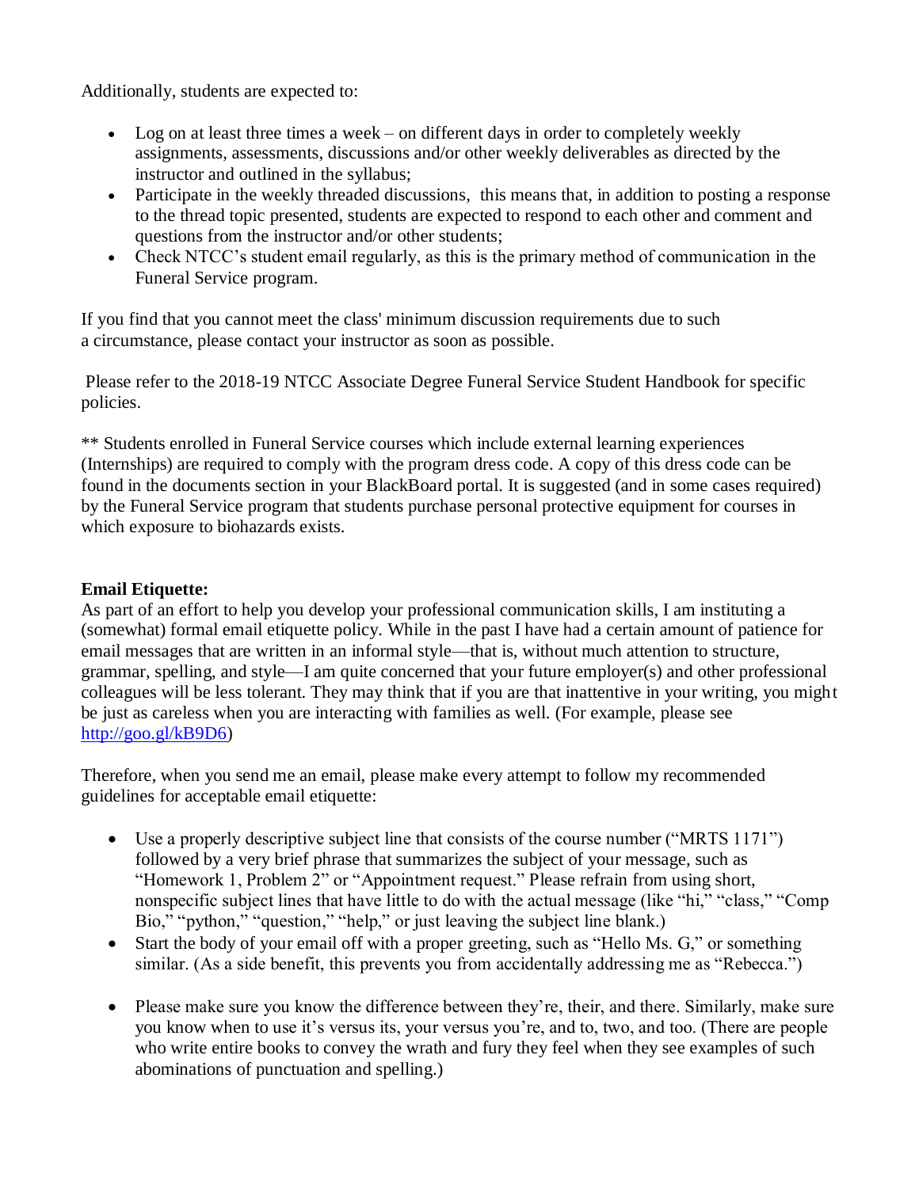Additionally, students are expected to:

- Log on at least three times a week – on different days in order to completely weekly assignments, assessments, discussions and/or other weekly deliverables as directed by the instructor and outlined in the syllabus;
- Participate in the weekly threaded discussions,  this means that, in addition to posting a response to the thread topic presented, students are expected to respond to each other and comment and questions from the instructor and/or other students;
- Check NTCC's student email regularly, as this is the primary method of communication in the Funeral Service program.

If you find that you cannot meet the class' minimum discussion requirements due to such a circumstance, please contact your instructor as soon as possible.

Please refer to the 2018-19 NTCC Associate Degree Funeral Service Student Handbook for specific policies.

** Students enrolled in Funeral Service courses which include external learning experiences (Internships) are required to comply with the program dress code. A copy of this dress code can be found in the documents section in your BlackBoard portal. It is suggested (and in some cases required) by the Funeral Service program that students purchase personal protective equipment for courses in which exposure to biohazards exists.

**Email Etiquette:**

As part of an effort to help you develop your professional communication skills, I am instituting a (somewhat) formal email etiquette policy. While in the past I have had a certain amount of patience for email messages that are written in an informal style—that is, without much attention to structure, grammar, spelling, and style—I am quite concerned that your future employer(s) and other professional colleagues will be less tolerant. They may think that if you are that inattentive in your writing, you might be just as careless when you are interacting with families as well. (For example, please see [http://goo.gl/kB9D6](http://goo.gl/kB9D6))

Therefore, when you send me an email, please make every attempt to follow my recommended guidelines for acceptable email etiquette:

- Use a properly descriptive subject line that consists of the course number ("MRTS 1171") followed by a very brief phrase that summarizes the subject of your message, such as "Homework 1, Problem 2" or "Appointment request." Please refrain from using short, nonspecific subject lines that have little to do with the actual message (like "hi," "class," "Comp Bio," "python," "question," "help," or just leaving the subject line blank.)
- Start the body of your email off with a proper greeting, such as "Hello Ms. G," or something similar. (As a side benefit, this prevents you from accidentally addressing me as "Rebecca.")
- Please make sure you know the difference between they're, their, and there. Similarly, make sure you know when to use it's versus its, your versus you're, and to, two, and too. (There are people who write entire books to convey the wrath and fury they feel when they see examples of such abominations of punctuation and spelling.)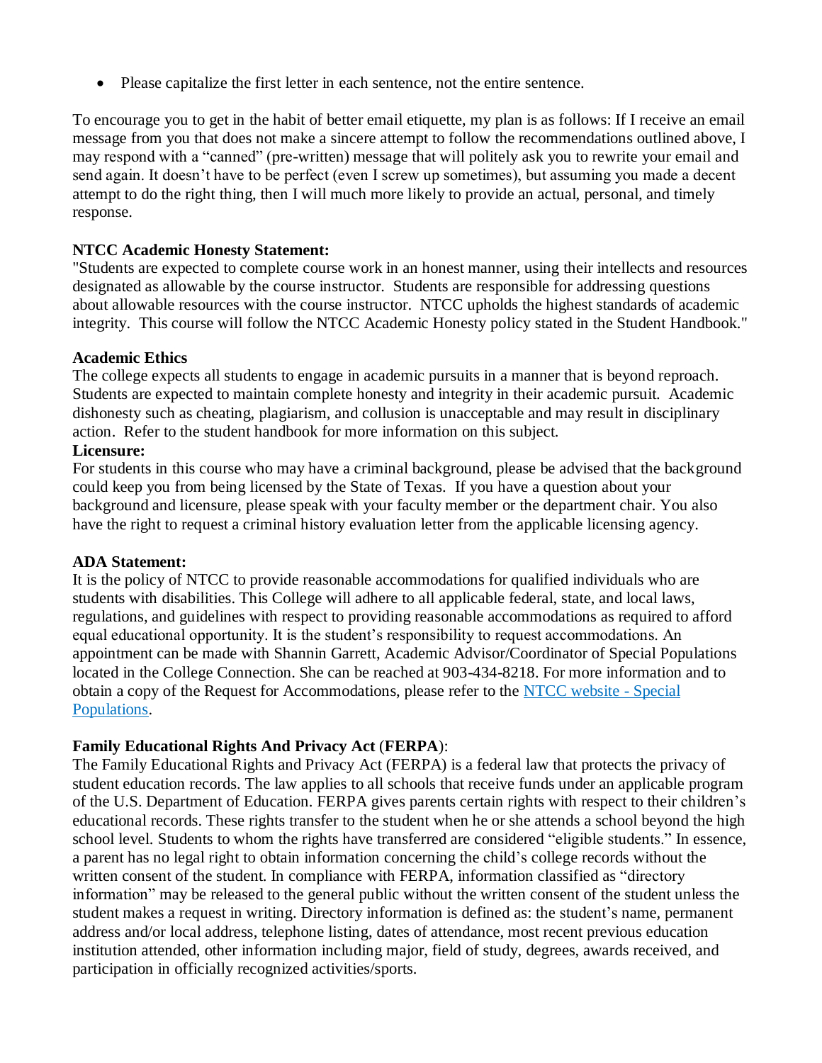- Please capitalize the first letter in each sentence, not the entire sentence.

To encourage you to get in the habit of better email etiquette, my plan is as follows: If I receive an email message from you that does not make a sincere attempt to follow the recommendations outlined above, I may respond with a "canned" (pre-written) message that will politely ask you to rewrite your email and send again. It doesn't have to be perfect (even I screw up sometimes), but assuming you made a decent attempt to do the right thing, then I will much more likely to provide an actual, personal, and timely response.

**NTCC Academic Honesty Statement:**
"Students are expected to complete course work in an honest manner, using their intellects and resources designated as allowable by the course instructor. Students are responsible for addressing questions about allowable resources with the course instructor. NTCC upholds the highest standards of academic integrity. This course will follow the NTCC Academic Honesty policy stated in the Student Handbook."

**Academic Ethics**
The college expects all students to engage in academic pursuits in a manner that is beyond reproach. Students are expected to maintain complete honesty and integrity in their academic pursuit. Academic dishonesty such as cheating, plagiarism, and collusion is unacceptable and may result in disciplinary action. Refer to the student handbook for more information on this subject.

**Licensure:**
For students in this course who may have a criminal background, please be advised that the background could keep you from being licensed by the State of Texas. If you have a question about your background and licensure, please speak with your faculty member or the department chair. You also have the right to request a criminal history evaluation letter from the applicable licensing agency.

**ADA Statement:**
It is the policy of NTCC to provide reasonable accommodations for qualified individuals who are students with disabilities. This College will adhere to all applicable federal, state, and local laws, regulations, and guidelines with respect to providing reasonable accommodations as required to afford equal educational opportunity. It is the student's responsibility to request accommodations. An appointment can be made with Shannin Garrett, Academic Advisor/Coordinator of Special Populations located in the College Connection. She can be reached at 903-434-8218. For more information and to obtain a copy of the Request for Accommodations, please refer to the NTCC website - Special Populations.

**Family Educational Rights And Privacy Act (FERPA):**
The Family Educational Rights and Privacy Act (FERPA) is a federal law that protects the privacy of student education records. The law applies to all schools that receive funds under an applicable program of the U.S. Department of Education. FERPA gives parents certain rights with respect to their children's educational records. These rights transfer to the student when he or she attends a school beyond the high school level. Students to whom the rights have transferred are considered "eligible students." In essence, a parent has no legal right to obtain information concerning the child's college records without the written consent of the student. In compliance with FERPA, information classified as "directory information" may be released to the general public without the written consent of the student unless the student makes a request in writing. Directory information is defined as: the student's name, permanent address and/or local address, telephone listing, dates of attendance, most recent previous education institution attended, other information including major, field of study, degrees, awards received, and participation in officially recognized activities/sports.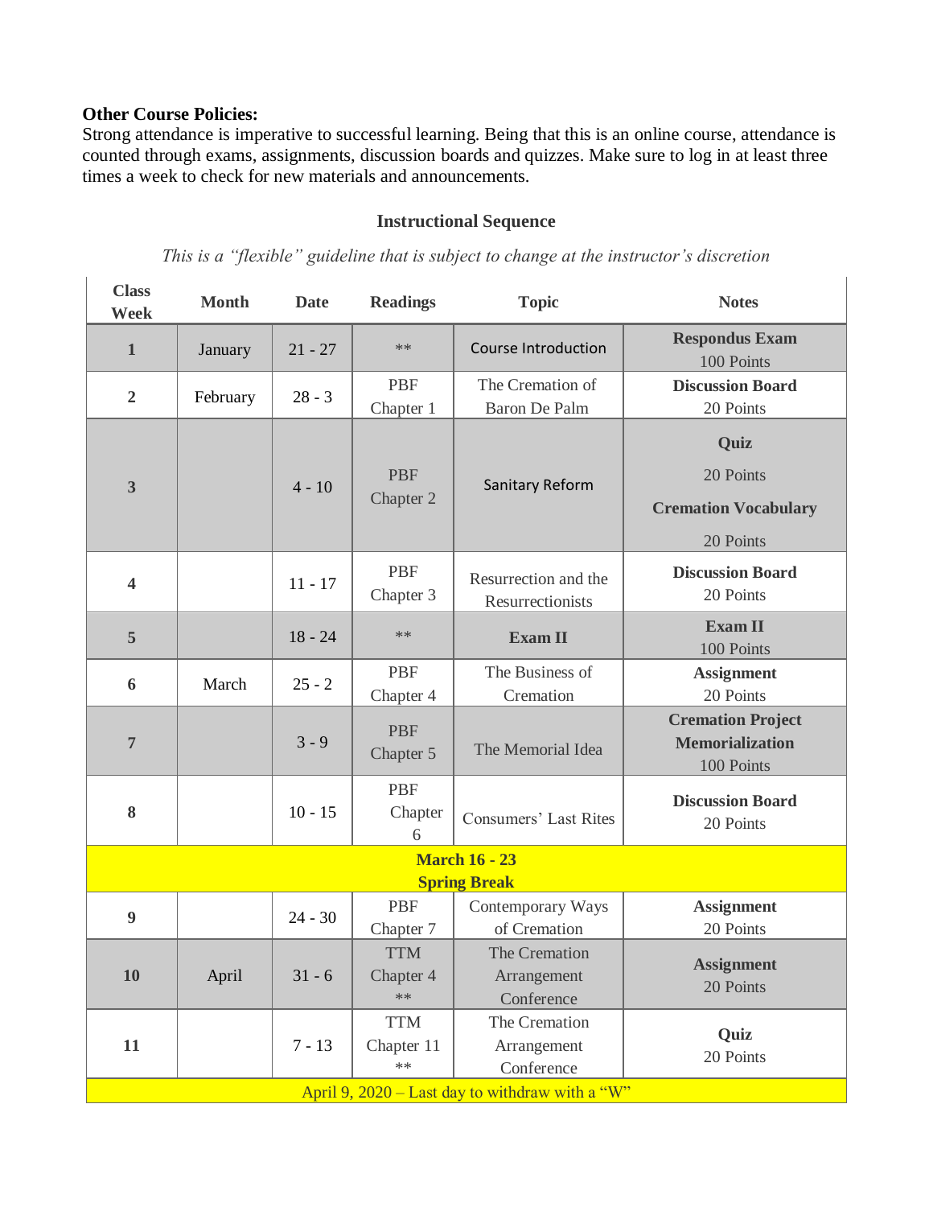**Other Course Policies:**
Strong attendance is imperative to successful learning. Being that this is an online course, attendance is counted through exams, assignments, discussion boards and quizzes. Make sure to log in at least three times a week to check for new materials and announcements.

## Instructional Sequence

*This is a "flexible" guideline that is subject to change at the instructor's discretion*

| Class Week | Month | Date | Readings | Topic | Notes |
|---|---|---|---|---|---|
| **1** | January | 21 - 27 | ** | Course Introduction | **Respondus Exam** 100 Points |
| **2** | February | 28 - 3 | PBF Chapter 1 | The Cremation of Baron De Palm | **Discussion Board** 20 Points |
| **3** | | 4 - 10 | PBF Chapter 2 | Sanitary Reform | **Quiz** 20 Points **Cremation Vocabulary** 20 Points |
| **4** | | 11 - 17 | PBF Chapter 3 | Resurrection and the Resurrectionists | **Discussion Board** 20 Points |
| **5** | | 18 - 24 | ** | **Exam II** | **Exam II** 100 Points |
| **6** | March | 25 - 2 | PBF Chapter 4 | The Business of Cremation | **Assignment** 20 Points |
| **7** | | 3 - 9 | PBF Chapter 5 | The Memorial Idea | **Cremation Project Memorialization** 100 Points |
| **8** | | 10 - 15 | PBF Chapter 6 | Consumers' Last Rites | **Discussion Board** 20 Points |
| **March 16 - 23 Spring Break** | | | | | |
| **9** | | 24 - 30 | PBF Chapter 7 | Contemporary Ways of Cremation | **Assignment** 20 Points |
| **10** | April | 31 - 6 | TTM Chapter 4 ** | The Cremation Arrangement Conference | **Assignment** 20 Points |
| **11** | | 7 - 13 | TTM Chapter 11 ** | The Cremation Arrangement Conference | **Quiz** 20 Points |
| April 9, 2020 – Last day to withdraw with a "W" | | | | | |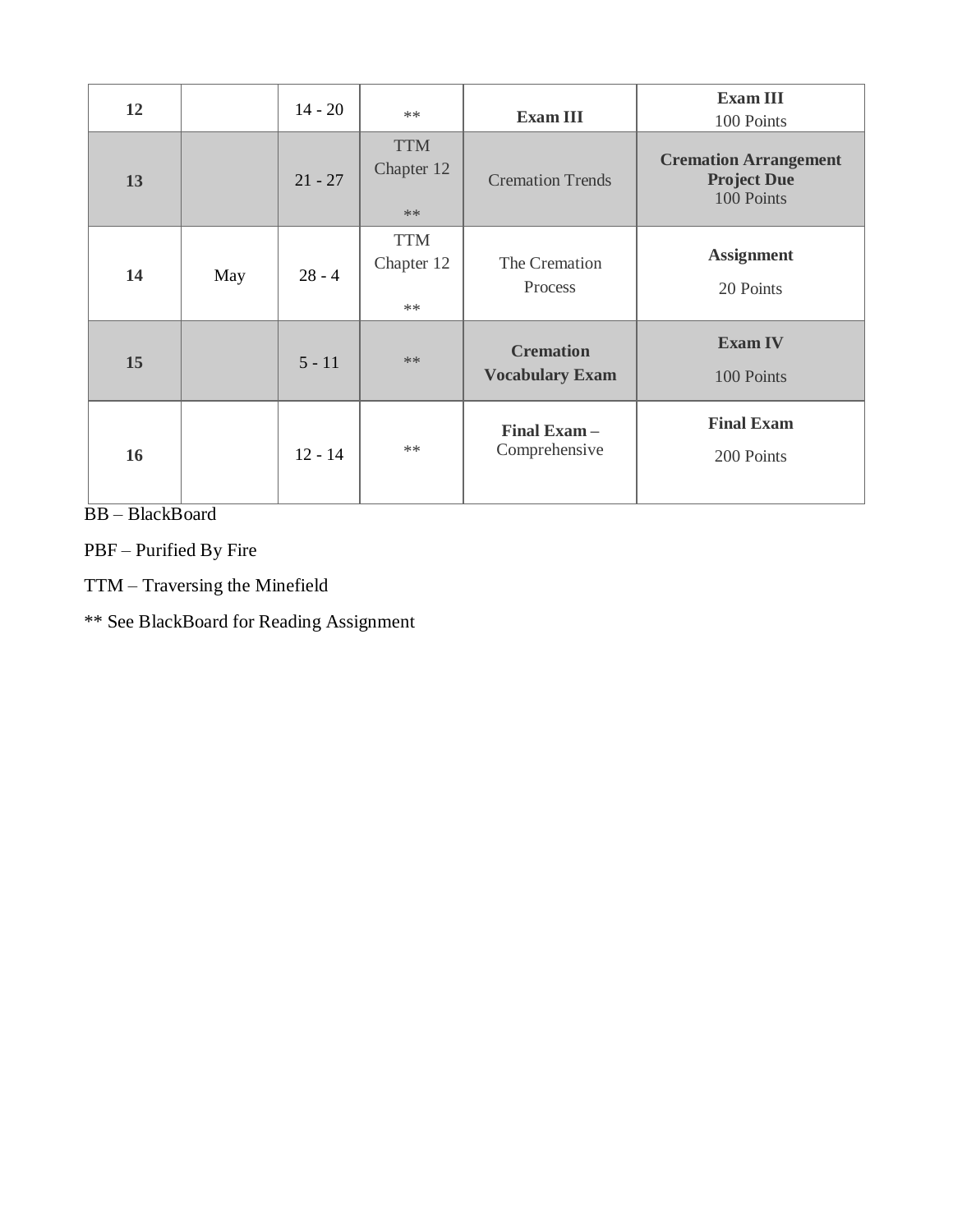| | | | | | |
|---|---|---|---|---|---|
| **12** | | 14 - 20 | ** | **Exam III** | **Exam III** 100 Points |
| **13** | | 21 - 27 | TTM Chapter 12 ** | Cremation Trends | **Cremation Arrangement Project Due** 100 Points |
| **14** | May | 28 - 4 | TTM Chapter 12 ** | The Cremation Process | **Assignment** 20 Points |
| **15** | | 5 - 11 | ** | **Cremation Vocabulary Exam** | **Exam IV** 100 Points |
| **16** | | 12 - 14 | ** | **Final Exam –** Comprehensive | **Final Exam** 200 Points |

BB – BlackBoard

PBF – Purified By Fire

TTM – Traversing the Minefield

** See BlackBoard for Reading Assignment